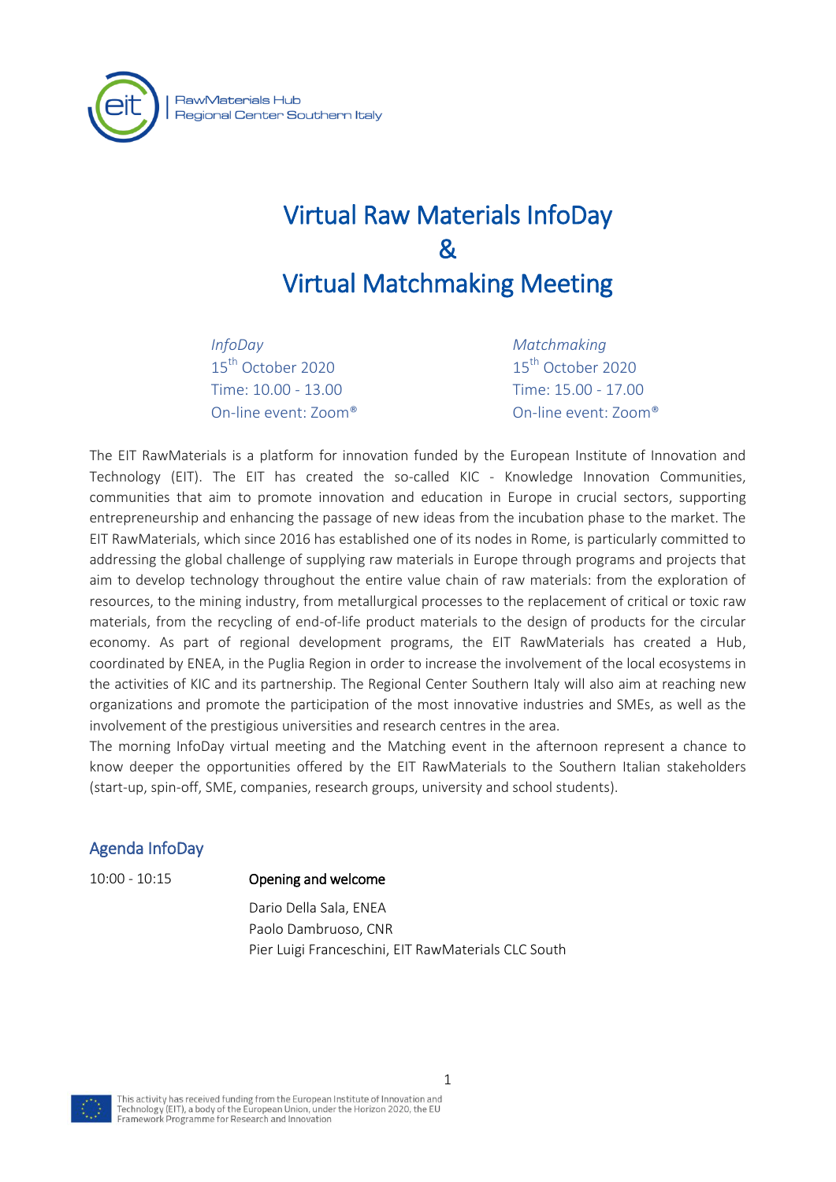RawMaterials Hub
Regional Center Southern Italy

# Virtual Raw Materials InfoDay & Virtual Matchmaking Meeting

*InfoDay*
15th October 2020
Time: 10.00 - 13.00
On-line event: Zoom®

*Matchmaking*
15th October 2020
Time: 15.00 - 17.00
On-line event: Zoom®

The EIT RawMaterials is a platform for innovation funded by the European Institute of Innovation and Technology (EIT). The EIT has created the so-called KIC - Knowledge Innovation Communities, communities that aim to promote innovation and education in Europe in crucial sectors, supporting entrepreneurship and enhancing the passage of new ideas from the incubation phase to the market. The EIT RawMaterials, which since 2016 has established one of its nodes in Rome, is particularly committed to addressing the global challenge of supplying raw materials in Europe through programs and projects that aim to develop technology throughout the entire value chain of raw materials: from the exploration of resources, to the mining industry, from metallurgical processes to the replacement of critical or toxic raw materials, from the recycling of end-of-life product materials to the design of products for the circular economy. As part of regional development programs, the EIT RawMaterials has created a Hub, coordinated by ENEA, in the Puglia Region in order to increase the involvement of the local ecosystems in the activities of KIC and its partnership. The Regional Center Southern Italy will also aim at reaching new organizations and promote the participation of the most innovative industries and SMEs, as well as the involvement of the prestigious universities and research centres in the area.

The morning InfoDay virtual meeting and the Matching event in the afternoon represent a chance to know deeper the opportunities offered by the EIT RawMaterials to the Southern Italian stakeholders (start-up, spin-off, SME, companies, research groups, university and school students).

## Agenda InfoDay

10:00 - 10:15 **Opening and welcome**

Dario Della Sala, ENEA
Paolo Dambruoso, CNR
Pier Luigi Franceschini, EIT RawMaterials CLC South

This activity has received funding from the European Institute of Innovation and Technology (EIT), a body of the European Union, under the Horizon 2020, the EU Framework Programme for Research and Innovation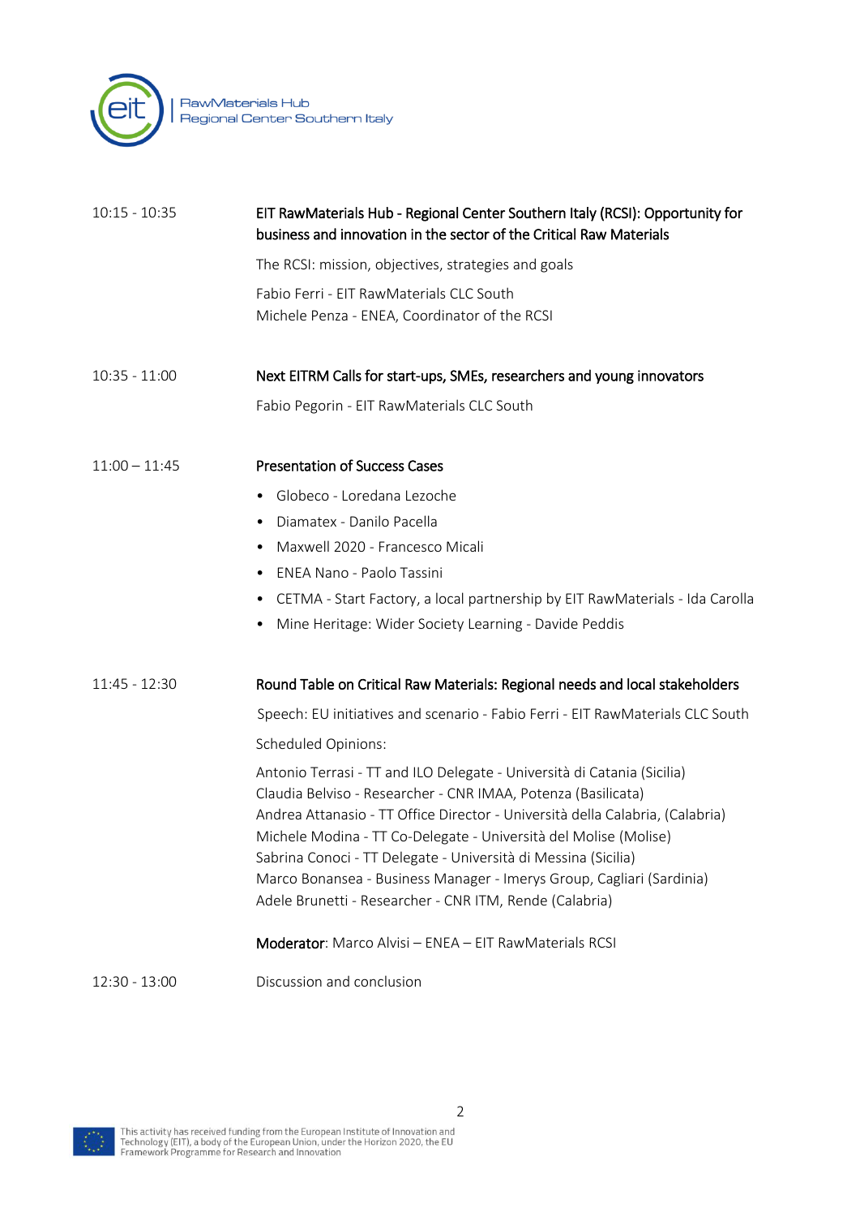| | |
|---|---|
| 10:15 - 10:35 | **EIT RawMaterials Hub - Regional Center Southern Italy (RCSI): Opportunity for business and innovation in the sector of the Critical Raw Materials** |
| | The RCSI: mission, objectives, strategies and goals |
| | Fabio Ferri - EIT RawMaterials CLC South<br>Michele Penza - ENEA, Coordinator of the RCSI |
| 10:35 - 11:00 | **Next EITRM Calls for start-ups, SMEs, researchers and young innovators** |
| | Fabio Pegorin - EIT RawMaterials CLC South |
| 11:00 – 11:45 | **Presentation of Success Cases** |
| | • Globeco - Loredana Lezoche<br>• Diamatex - Danilo Pacella<br>• Maxwell 2020 - Francesco Micali<br>• ENEA Nano - Paolo Tassini<br>• CETMA - Start Factory, a local partnership by EIT RawMaterials - Ida Carolla<br>• Mine Heritage: Wider Society Learning - Davide Peddis |
| 11:45 - 12:30 | **Round Table on Critical Raw Materials: Regional needs and local stakeholders** |
| | Speech: EU initiatives and scenario - Fabio Ferri - EIT RawMaterials CLC South |
| | Scheduled Opinions: |
| | Antonio Terrasi - TT and ILO Delegate - Università di Catania (Sicilia)<br>Claudia Belviso - Researcher - CNR IMAA, Potenza (Basilicata)<br>Andrea Attanasio - TT Office Director - Università della Calabria, (Calabria)<br>Michele Modina - TT Co-Delegate - Università del Molise (Molise)<br>Sabrina Conoci - TT Delegate - Università di Messina (Sicilia)<br>Marco Bonansea - Business Manager - Imerys Group, Cagliari (Sardinia)<br>Adele Brunetti - Researcher - CNR ITM, Rende (Calabria) |
| | **Moderator**: Marco Alvisi – ENEA – EIT RawMaterials RCSI |
| 12:30 - 13:00 | Discussion and conclusion |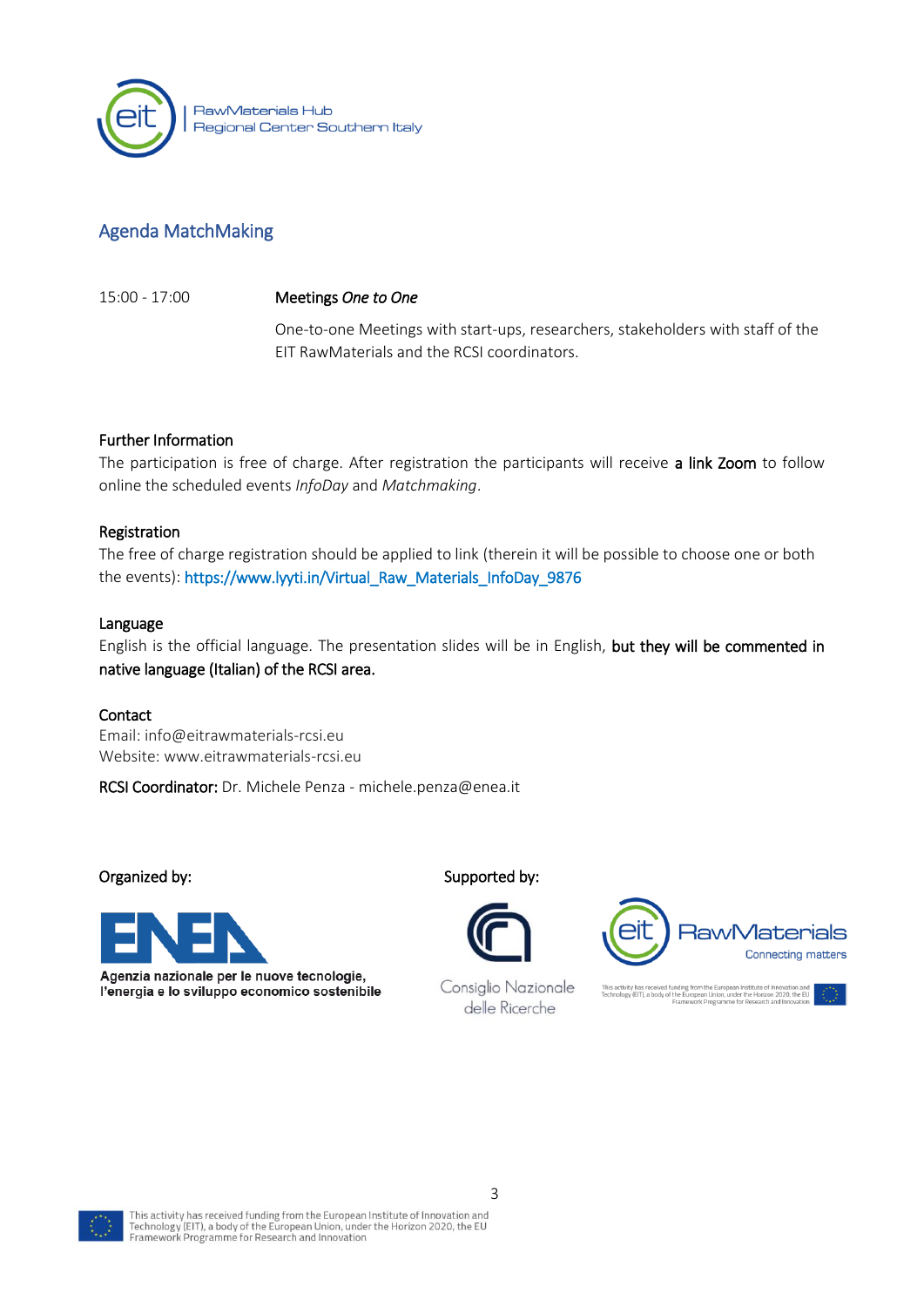RawMaterials Hub
Regional Center Southern Italy

## Agenda MatchMaking

| | |
|---|---|
| 15:00 - 17:00 | **Meetings *One to One*** |
| | One-to-one Meetings with start-ups, researchers, stakeholders with staff of the EIT RawMaterials and the RCSI coordinators. |

### Further Information

The participation is free of charge. After registration the participants will receive **a link Zoom** to follow online the scheduled events *InfoDay* and *Matchmaking*.

### Registration

The free of charge registration should be applied to link (therein it will be possible to choose one or both the events): https://www.lyyti.in/Virtual_Raw_Materials_InfoDay_9876

### Language

English is the official language. The presentation slides will be in English, **but they will be commented in native language (Italian) of the RCSI area.**

### Contact

Email: info@eitrawmaterials-rcsi.eu
Website: www.eitrawmaterials-rcsi.eu

**RCSI Coordinator:** Dr. Michele Penza - michele.penza@enea.it

**Organized by:**

ENEA
Agenzia nazionale per le nuove tecnologie, l'energia e lo sviluppo economico sostenibile

**Supported by:**

Consiglio Nazionale delle Ricerche

eit RawMaterials
Connecting matters

This activity has received funding from the European Institute of Innovation and Technology (EIT), a body of the European Union, under the Horizon 2020, the EU Framework Programme for Research and Innovation

This activity has received funding from the European Institute of Innovation and Technology (EIT), a body of the European Union, under the Horizon 2020, the EU Framework Programme for Research and Innovation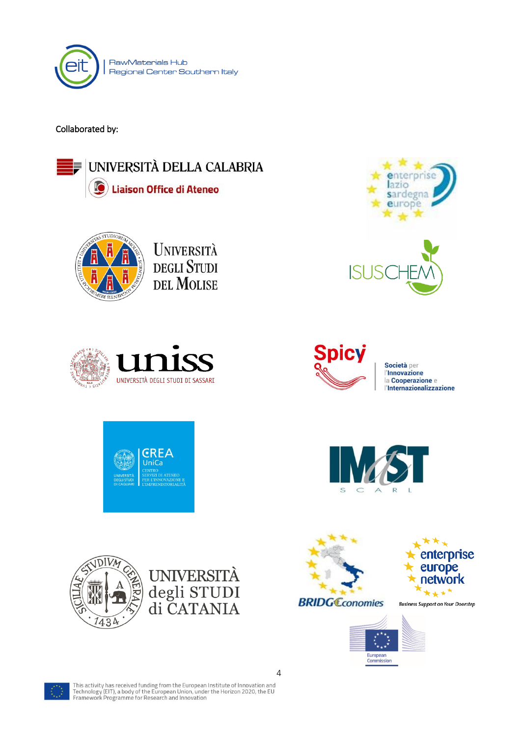RawMaterials Hub
Regional Center Southern Italy

Collaborated by:

UNIVERSITÀ DELLA CALABRIA
Liaison Office di Ateneo

enterprise lazio sardegna europe

UNIVERSITÀ DEGLI STUDI DEL MOLISE

ISUSCHEM

uniss
UNIVERSITÀ DEGLI STUDI DI SASSARI

Spicy
Società per l'Innovazione la Cooperazione e l'Internazionalizzazione

CREA UniCa
UNIVERSITÀ DEGLI STUDI DI CAGLIARI
CENTRO SERVIZI DI ATENEO PER L'INNOVAZIONE E L'IMPRENDITORIALITÀ

IMAST
SCARL

UNIVERSITÀ degli STUDI di CATANIA

BRIDGEconomies

enterprise europe network
Business Support on Your Doorstep

European Commission

This activity has received funding from the European Institute of Innovation and Technology (EIT), a body of the European Union, under the Horizon 2020, the EU Framework Programme for Research and Innovation